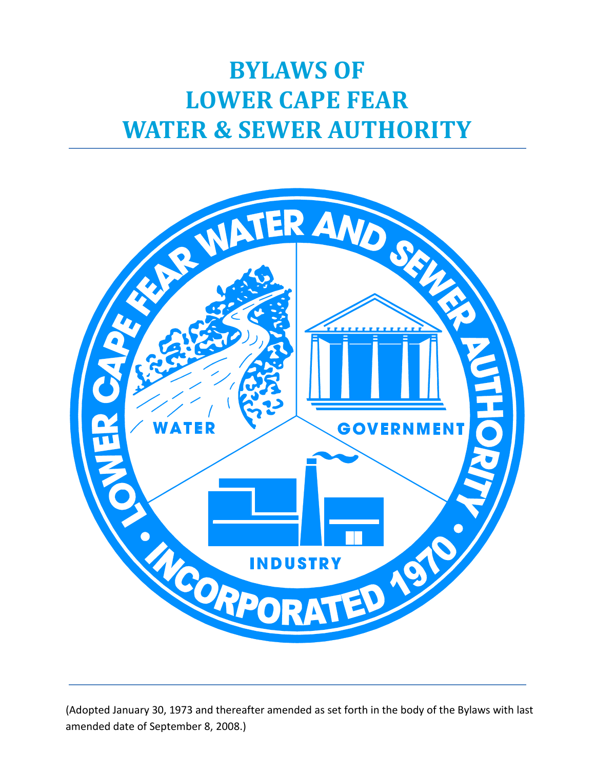# BYLAWS OF LOWER CAPE FEAR WATER & SEWER AUTHORITY

(Adopted January 30, 1973 and thereafter amended as set forth in the body of the Bylaws with last amended date of September 8, 2008.)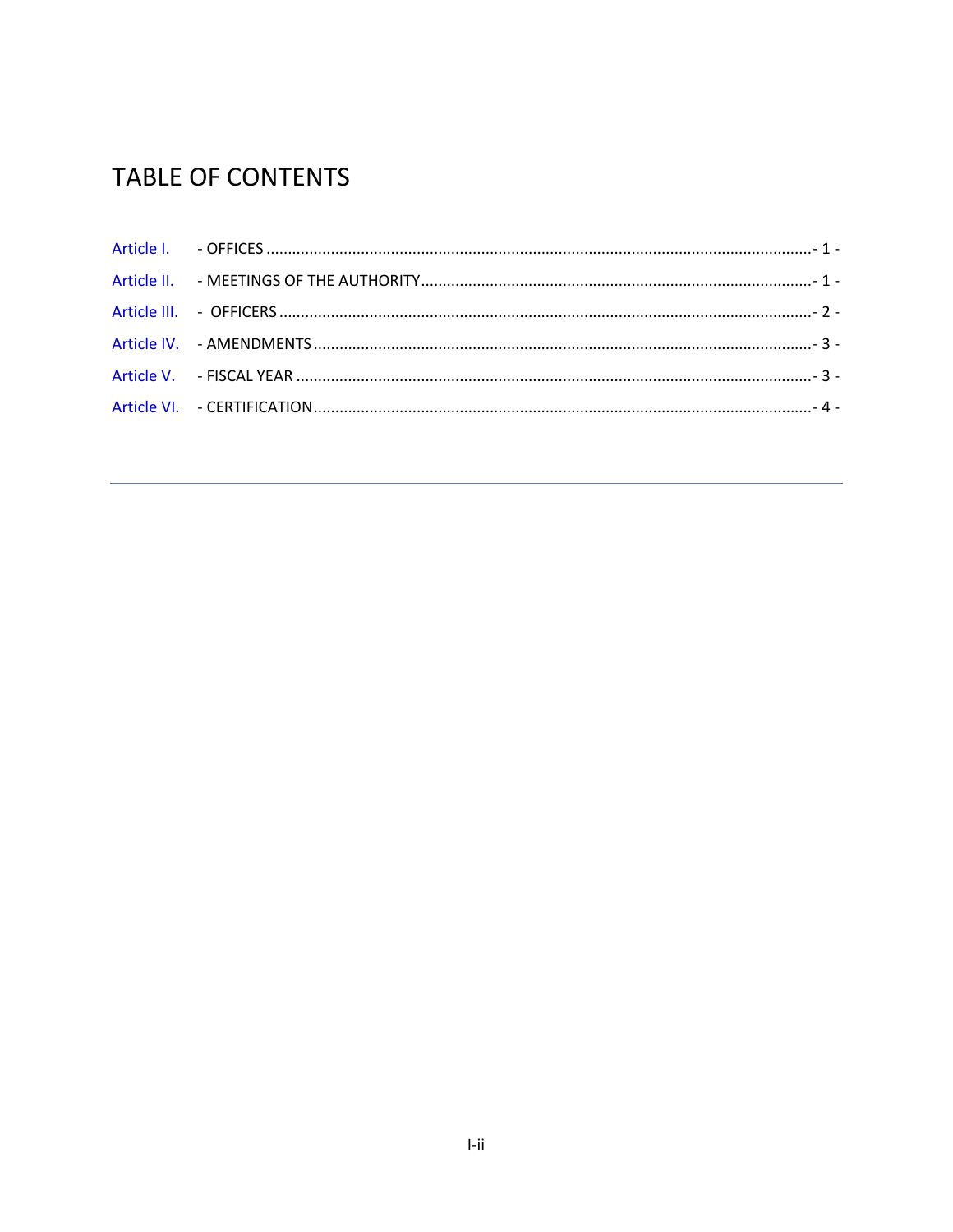# TABLE OF CONTENTS

Article I. - OFFICES .............................................................................................................................- 1 -

Article II. - MEETINGS OF THE AUTHORITY..........................................................................................- 1 -

Article III. - OFFICERS ...........................................................................................................................- 2 -

Article IV. - AMENDMENTS ...................................................................................................................- 3 -

Article V. - FISCAL YEAR .......................................................................................................................- 3 -

Article VI. - CERTIFICATION....................................................................................................................- 4 -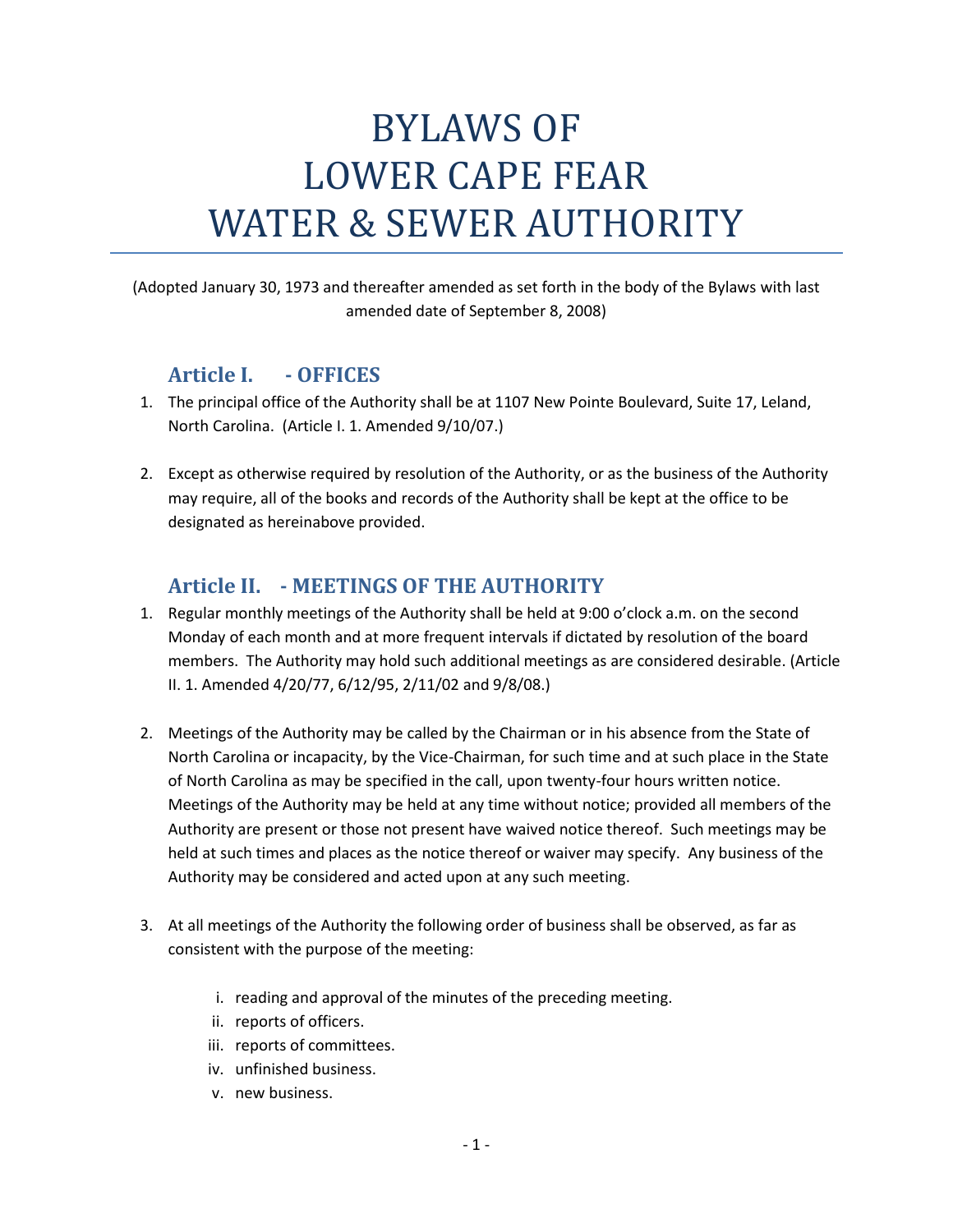# BYLAWS OF LOWER CAPE FEAR WATER & SEWER AUTHORITY

(Adopted January 30, 1973 and thereafter amended as set forth in the body of the Bylaws with last amended date of September 8, 2008)

## Article I. - OFFICES

1. The principal office of the Authority shall be at 1107 New Pointe Boulevard, Suite 17, Leland, North Carolina. (Article I. 1. Amended 9/10/07.)

2. Except as otherwise required by resolution of the Authority, or as the business of the Authority may require, all of the books and records of the Authority shall be kept at the office to be designated as hereinabove provided.

## Article II. - MEETINGS OF THE AUTHORITY

1. Regular monthly meetings of the Authority shall be held at 9:00 o'clock a.m. on the second Monday of each month and at more frequent intervals if dictated by resolution of the board members. The Authority may hold such additional meetings as are considered desirable. (Article II. 1. Amended 4/20/77, 6/12/95, 2/11/02 and 9/8/08.)

2. Meetings of the Authority may be called by the Chairman or in his absence from the State of North Carolina or incapacity, by the Vice-Chairman, for such time and at such place in the State of North Carolina as may be specified in the call, upon twenty-four hours written notice. Meetings of the Authority may be held at any time without notice; provided all members of the Authority are present or those not present have waived notice thereof. Such meetings may be held at such times and places as the notice thereof or waiver may specify. Any business of the Authority may be considered and acted upon at any such meeting.

3. At all meetings of the Authority the following order of business shall be observed, as far as consistent with the purpose of the meeting:

   i. reading and approval of the minutes of the preceding meeting.
   ii. reports of officers.
   iii. reports of committees.
   iv. unfinished business.
   v. new business.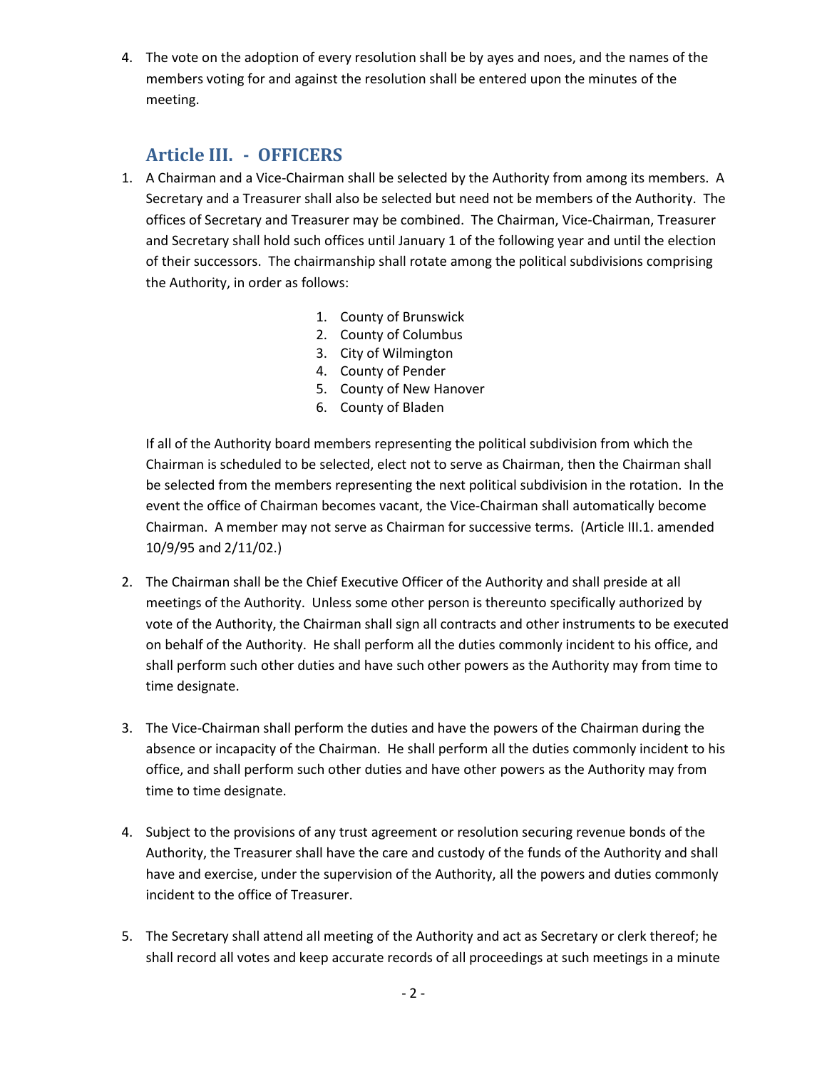4. The vote on the adoption of every resolution shall be by ayes and noes, and the names of the members voting for and against the resolution shall be entered upon the minutes of the meeting.

## Article III. - OFFICERS

1. A Chairman and a Vice-Chairman shall be selected by the Authority from among its members. A Secretary and a Treasurer shall also be selected but need not be members of the Authority. The offices of Secretary and Treasurer may be combined. The Chairman, Vice-Chairman, Treasurer and Secretary shall hold such offices until January 1 of the following year and until the election of their successors. The chairmanship shall rotate among the political subdivisions comprising the Authority, in order as follows:

    1. County of Brunswick
    2. County of Columbus
    3. City of Wilmington
    4. County of Pender
    5. County of New Hanover
    6. County of Bladen

    If all of the Authority board members representing the political subdivision from which the Chairman is scheduled to be selected, elect not to serve as Chairman, then the Chairman shall be selected from the members representing the next political subdivision in the rotation. In the event the office of Chairman becomes vacant, the Vice-Chairman shall automatically become Chairman. A member may not serve as Chairman for successive terms. (Article III.1. amended 10/9/95 and 2/11/02.)

2. The Chairman shall be the Chief Executive Officer of the Authority and shall preside at all meetings of the Authority. Unless some other person is thereunto specifically authorized by vote of the Authority, the Chairman shall sign all contracts and other instruments to be executed on behalf of the Authority. He shall perform all the duties commonly incident to his office, and shall perform such other duties and have such other powers as the Authority may from time to time designate.

3. The Vice-Chairman shall perform the duties and have the powers of the Chairman during the absence or incapacity of the Chairman. He shall perform all the duties commonly incident to his office, and shall perform such other duties and have other powers as the Authority may from time to time designate.

4. Subject to the provisions of any trust agreement or resolution securing revenue bonds of the Authority, the Treasurer shall have the care and custody of the funds of the Authority and shall have and exercise, under the supervision of the Authority, all the powers and duties commonly incident to the office of Treasurer.

5. The Secretary shall attend all meeting of the Authority and act as Secretary or clerk thereof; he shall record all votes and keep accurate records of all proceedings at such meetings in a minute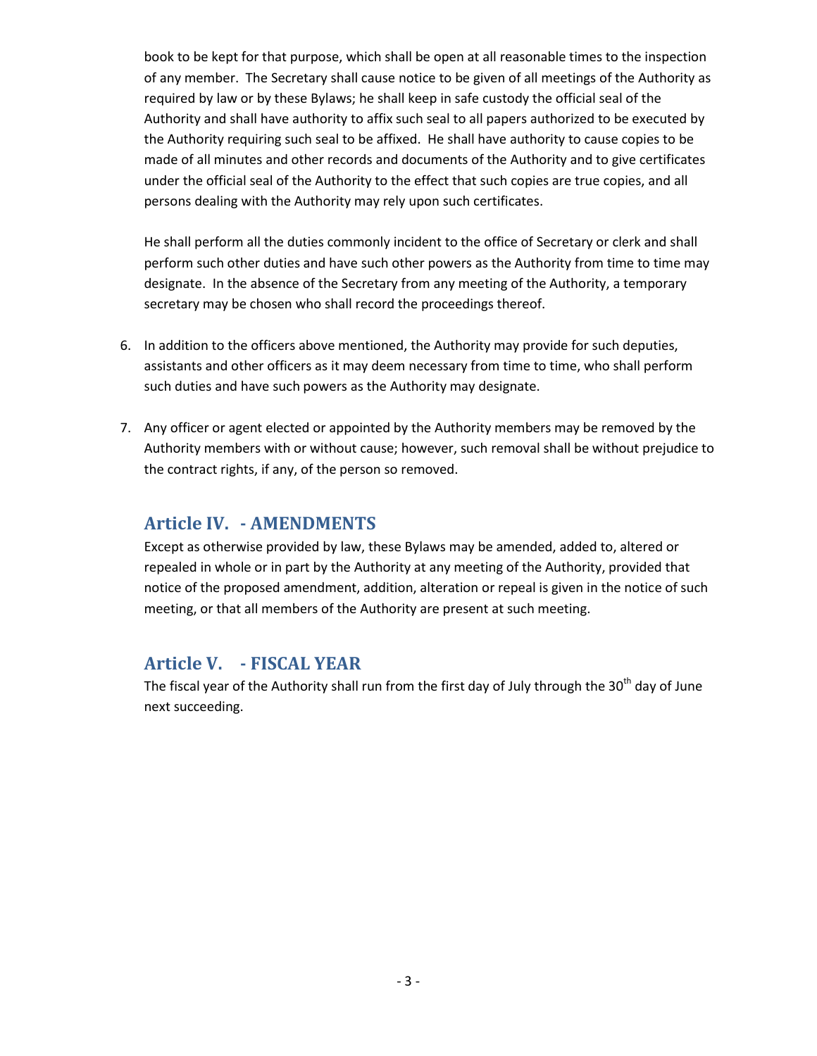book to be kept for that purpose, which shall be open at all reasonable times to the inspection of any member. The Secretary shall cause notice to be given of all meetings of the Authority as required by law or by these Bylaws; he shall keep in safe custody the official seal of the Authority and shall have authority to affix such seal to all papers authorized to be executed by the Authority requiring such seal to be affixed. He shall have authority to cause copies to be made of all minutes and other records and documents of the Authority and to give certificates under the official seal of the Authority to the effect that such copies are true copies, and all persons dealing with the Authority may rely upon such certificates.

He shall perform all the duties commonly incident to the office of Secretary or clerk and shall perform such other duties and have such other powers as the Authority from time to time may designate. In the absence of the Secretary from any meeting of the Authority, a temporary secretary may be chosen who shall record the proceedings thereof.

6. In addition to the officers above mentioned, the Authority may provide for such deputies, assistants and other officers as it may deem necessary from time to time, who shall perform such duties and have such powers as the Authority may designate.

7. Any officer or agent elected or appointed by the Authority members may be removed by the Authority members with or without cause; however, such removal shall be without prejudice to the contract rights, if any, of the person so removed.

## Article IV. - AMENDMENTS

Except as otherwise provided by law, these Bylaws may be amended, added to, altered or repealed in whole or in part by the Authority at any meeting of the Authority, provided that notice of the proposed amendment, addition, alteration or repeal is given in the notice of such meeting, or that all members of the Authority are present at such meeting.

## Article V. - FISCAL YEAR

The fiscal year of the Authority shall run from the first day of July through the 30th day of June next succeeding.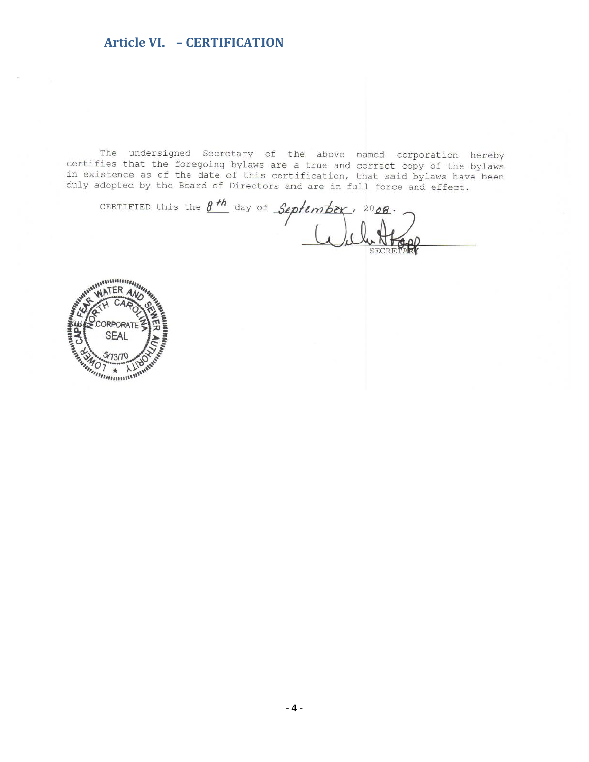## Article VI. – CERTIFICATION

The undersigned Secretary of the above named corporation hereby certifies that the foregoing bylaws are a true and correct copy of the bylaws in existence as of the date of this certification, that said bylaws have been duly adopted by the Board of Directors and are in full force and effect.

CERTIFIED this the 8th day of September, 2008.

SECRETARY

LOWER CAPE FEAR WATER AND SEWER AUTHORITY
NORTH CAROLINA
CORPORATE SEAL
5/13/70